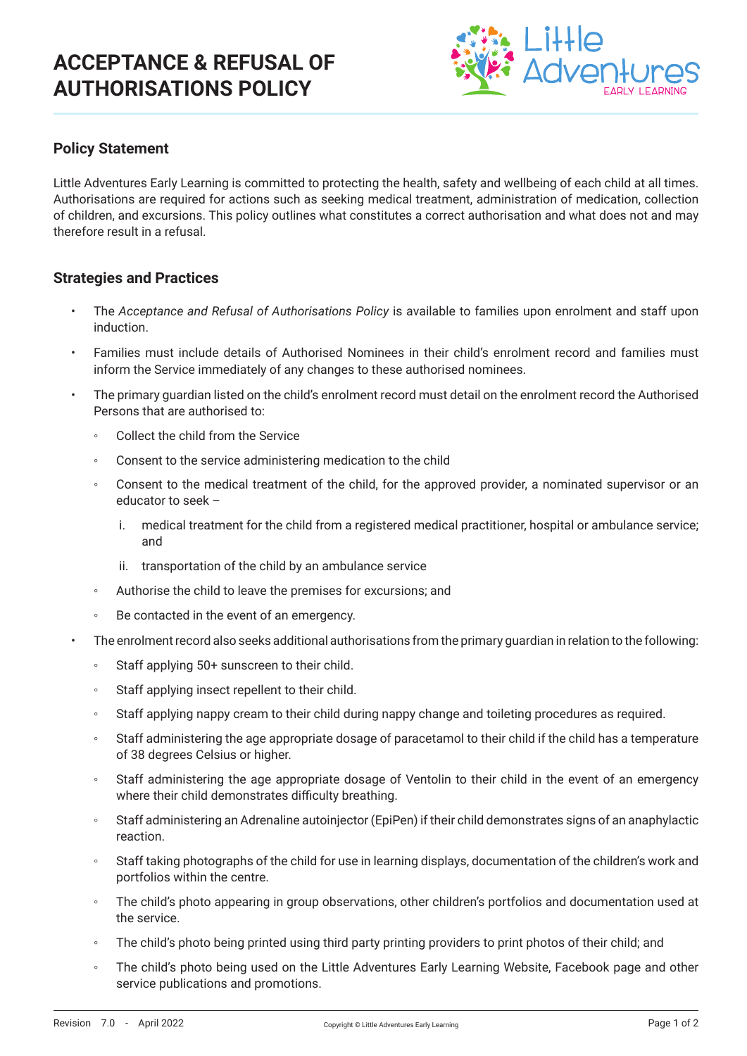# ACCEPTANCE & REFUSAL OF AUTHORISATIONS POLICY

## Policy Statement

Little Adventures Early Learning is committed to protecting the health, safety and wellbeing of each child at all times. Authorisations are required for actions such as seeking medical treatment, administration of medication, collection of children, and excursions. This policy outlines what constitutes a correct authorisation and what does not and may therefore result in a refusal.

## Strategies and Practices

- The *Acceptance and Refusal of Authorisations Policy* is available to families upon enrolment and staff upon induction.
- Families must include details of Authorised Nominees in their child's enrolment record and families must inform the Service immediately of any changes to these authorised nominees.
- The primary guardian listed on the child's enrolment record must detail on the enrolment record the Authorised Persons that are authorised to:
  - Collect the child from the Service
  - Consent to the service administering medication to the child
  - Consent to the medical treatment of the child, for the approved provider, a nominated supervisor or an educator to seek –
    1. medical treatment for the child from a registered medical practitioner, hospital or ambulance service; and
    2. transportation of the child by an ambulance service
  - Authorise the child to leave the premises for excursions; and
  - Be contacted in the event of an emergency.
- The enrolment record also seeks additional authorisations from the primary guardian in relation to the following:
  - Staff applying 50+ sunscreen to their child.
  - Staff applying insect repellent to their child.
  - Staff applying nappy cream to their child during nappy change and toileting procedures as required.
  - Staff administering the age appropriate dosage of paracetamol to their child if the child has a temperature of 38 degrees Celsius or higher.
  - Staff administering the age appropriate dosage of Ventolin to their child in the event of an emergency where their child demonstrates difficulty breathing.
  - Staff administering an Adrenaline autoinjector (EpiPen) if their child demonstrates signs of an anaphylactic reaction.
  - Staff taking photographs of the child for use in learning displays, documentation of the children's work and portfolios within the centre.
  - The child's photo appearing in group observations, other children's portfolios and documentation used at the service.
  - The child's photo being printed using third party printing providers to print photos of their child; and
  - The child's photo being used on the Little Adventures Early Learning Website, Facebook page and other service publications and promotions.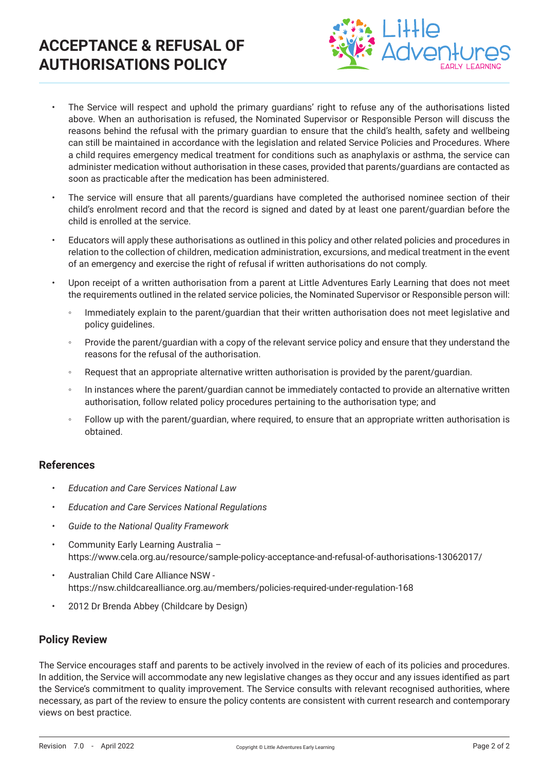- The Service will respect and uphold the primary guardians' right to refuse any of the authorisations listed above. When an authorisation is refused, the Nominated Supervisor or Responsible Person will discuss the reasons behind the refusal with the primary guardian to ensure that the child's health, safety and wellbeing can still be maintained in accordance with the legislation and related Service Policies and Procedures. Where a child requires emergency medical treatment for conditions such as anaphylaxis or asthma, the service can administer medication without authorisation in these cases, provided that parents/guardians are contacted as soon as practicable after the medication has been administered.
- The service will ensure that all parents/guardians have completed the authorised nominee section of their child's enrolment record and that the record is signed and dated by at least one parent/guardian before the child is enrolled at the service.
- Educators will apply these authorisations as outlined in this policy and other related policies and procedures in relation to the collection of children, medication administration, excursions, and medical treatment in the event of an emergency and exercise the right of refusal if written authorisations do not comply.
- Upon receipt of a written authorisation from a parent at Little Adventures Early Learning that does not meet the requirements outlined in the related service policies, the Nominated Supervisor or Responsible person will:
    - Immediately explain to the parent/guardian that their written authorisation does not meet legislative and policy guidelines.
    - Provide the parent/guardian with a copy of the relevant service policy and ensure that they understand the reasons for the refusal of the authorisation.
    - Request that an appropriate alternative written authorisation is provided by the parent/guardian.
    - In instances where the parent/guardian cannot be immediately contacted to provide an alternative written authorisation, follow related policy procedures pertaining to the authorisation type; and
    - Follow up with the parent/guardian, where required, to ensure that an appropriate written authorisation is obtained.

## References

- *Education and Care Services National Law*
- *Education and Care Services National Regulations*
- *Guide to the National Quality Framework*
- Community Early Learning Australia – https://www.cela.org.au/resource/sample-policy-acceptance-and-refusal-of-authorisations-13062017/
- Australian Child Care Alliance NSW - https://nsw.childcarealliance.org.au/members/policies-required-under-regulation-168
- 2012 Dr Brenda Abbey (Childcare by Design)

## Policy Review

The Service encourages staff and parents to be actively involved in the review of each of its policies and procedures. In addition, the Service will accommodate any new legislative changes as they occur and any issues identified as part the Service's commitment to quality improvement. The Service consults with relevant recognised authorities, where necessary, as part of the review to ensure the policy contents are consistent with current research and contemporary views on best practice.